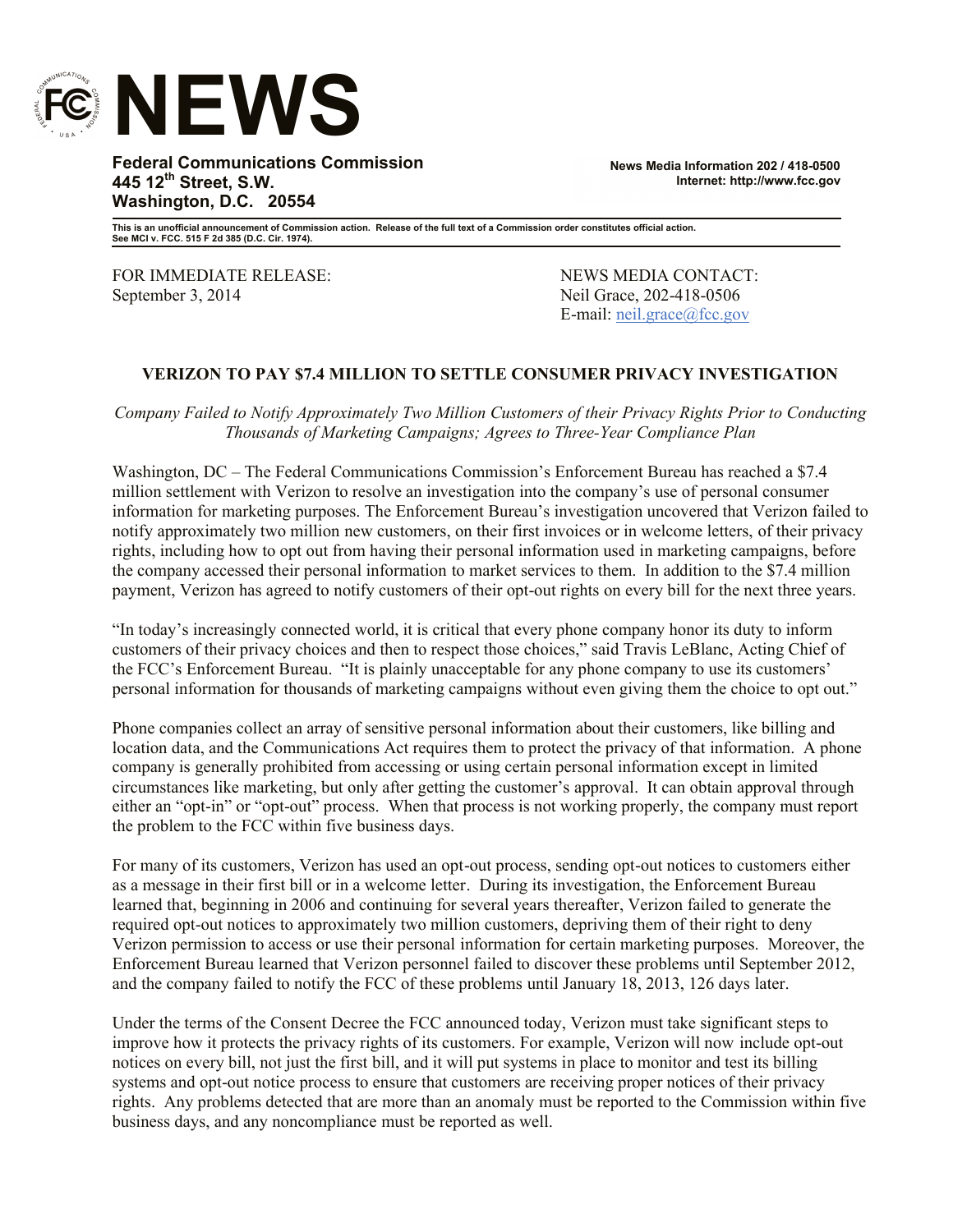# NEWS

**Federal Communications Commission**
**445 12th Street, S.W.**
**Washington, D.C. 20554**

**News Media Information 202 / 418-0500**
**Internet: http://www.fcc.gov**

**This is an unofficial announcement of Commission action. Release of the full text of a Commission order constitutes official action. See MCI v. FCC. 515 F 2d 385 (D.C. Cir. 1974).**

FOR IMMEDIATE RELEASE:
September 3, 2014

NEWS MEDIA CONTACT:
Neil Grace, 202-418-0506
E-mail: neil.grace@fcc.gov

## VERIZON TO PAY $7.4 MILLION TO SETTLE CONSUMER PRIVACY INVESTIGATION

*Company Failed to Notify Approximately Two Million Customers of their Privacy Rights Prior to Conducting Thousands of Marketing Campaigns; Agrees to Three-Year Compliance Plan*

Washington, DC – The Federal Communications Commission's Enforcement Bureau has reached a $7.4 million settlement with Verizon to resolve an investigation into the company's use of personal consumer information for marketing purposes. The Enforcement Bureau's investigation uncovered that Verizon failed to notify approximately two million new customers, on their first invoices or in welcome letters, of their privacy rights, including how to opt out from having their personal information used in marketing campaigns, before the company accessed their personal information to market services to them. In addition to the $7.4 million payment, Verizon has agreed to notify customers of their opt-out rights on every bill for the next three years.

"In today's increasingly connected world, it is critical that every phone company honor its duty to inform customers of their privacy choices and then to respect those choices," said Travis LeBlanc, Acting Chief of the FCC's Enforcement Bureau. "It is plainly unacceptable for any phone company to use its customers' personal information for thousands of marketing campaigns without even giving them the choice to opt out."

Phone companies collect an array of sensitive personal information about their customers, like billing and location data, and the Communications Act requires them to protect the privacy of that information. A phone company is generally prohibited from accessing or using certain personal information except in limited circumstances like marketing, but only after getting the customer's approval. It can obtain approval through either an "opt-in" or "opt-out" process. When that process is not working properly, the company must report the problem to the FCC within five business days.

For many of its customers, Verizon has used an opt-out process, sending opt-out notices to customers either as a message in their first bill or in a welcome letter. During its investigation, the Enforcement Bureau learned that, beginning in 2006 and continuing for several years thereafter, Verizon failed to generate the required opt-out notices to approximately two million customers, depriving them of their right to deny Verizon permission to access or use their personal information for certain marketing purposes. Moreover, the Enforcement Bureau learned that Verizon personnel failed to discover these problems until September 2012, and the company failed to notify the FCC of these problems until January 18, 2013, 126 days later.

Under the terms of the Consent Decree the FCC announced today, Verizon must take significant steps to improve how it protects the privacy rights of its customers. For example, Verizon will now include opt-out notices on every bill, not just the first bill, and it will put systems in place to monitor and test its billing systems and opt-out notice process to ensure that customers are receiving proper notices of their privacy rights. Any problems detected that are more than an anomaly must be reported to the Commission within five business days, and any noncompliance must be reported as well.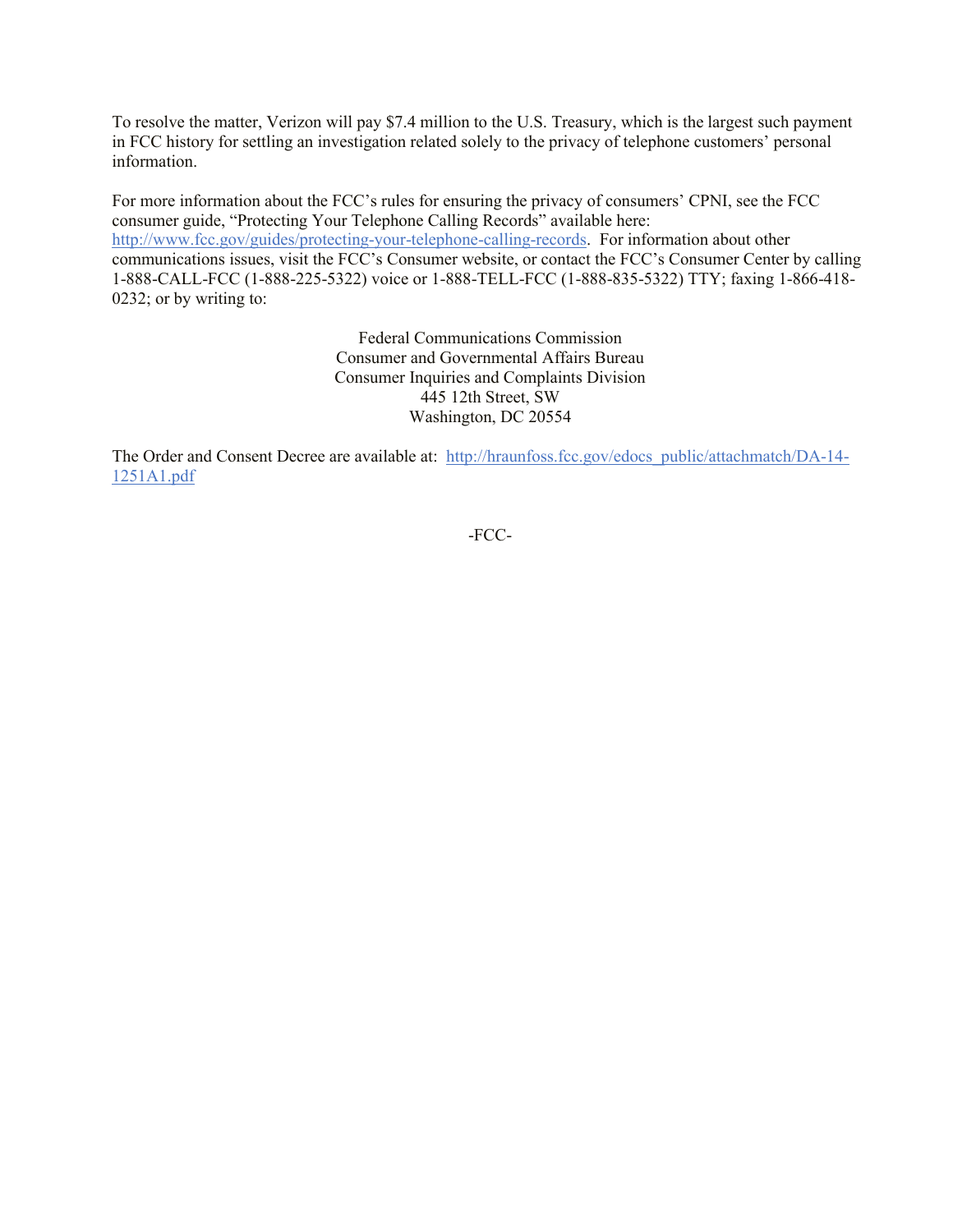To resolve the matter, Verizon will pay $7.4 million to the U.S. Treasury, which is the largest such payment in FCC history for settling an investigation related solely to the privacy of telephone customers' personal information.

For more information about the FCC's rules for ensuring the privacy of consumers' CPNI, see the FCC consumer guide, "Protecting Your Telephone Calling Records" available here: http://www.fcc.gov/guides/protecting-your-telephone-calling-records. For information about other communications issues, visit the FCC's Consumer website, or contact the FCC's Consumer Center by calling 1-888-CALL-FCC (1-888-225-5322) voice or 1-888-TELL-FCC (1-888-835-5322) TTY; faxing 1-866-418-0232; or by writing to:

Federal Communications Commission  
Consumer and Governmental Affairs Bureau  
Consumer Inquiries and Complaints Division  
445 12th Street, SW  
Washington, DC 20554

The Order and Consent Decree are available at: http://hraunfoss.fcc.gov/edocs_public/attachmatch/DA-14-1251A1.pdf

-FCC-